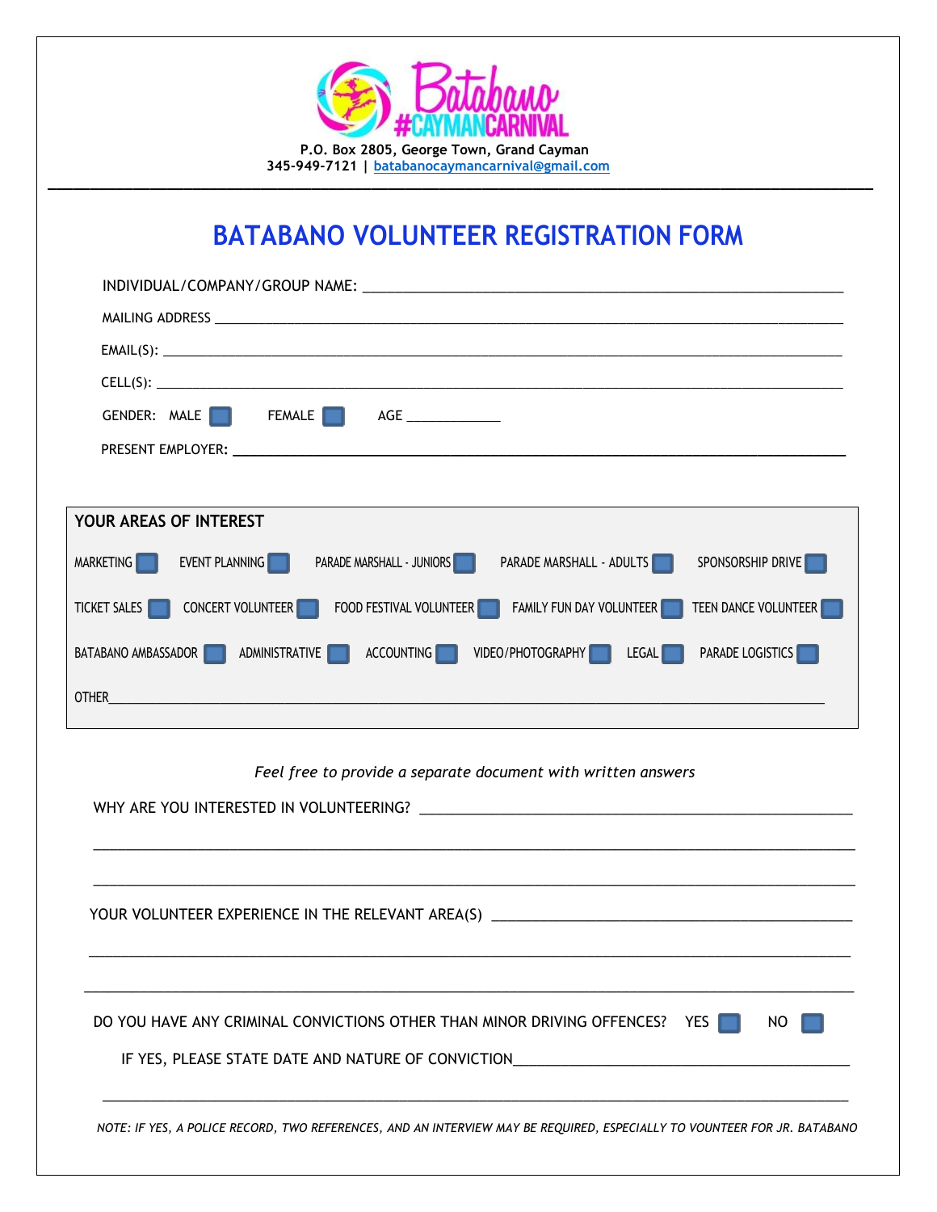P.O. Box 2805, George Town, Grand Cayman
345-949-7121 | batabanocaymancarnival@gmail.com

---

# BATABANO VOLUNTEER REGISTRATION FORM

INDIVIDUAL/COMPANY/GROUP NAME: ____________________________________________

MAILING ADDRESS ____________________________________________

EMAIL(S): ____________________________________________

CELL(S): ____________________________________________

GENDER: MALE ☐ FEMALE ☐ AGE ____________

PRESENT EMPLOYER: ____________________________________________

## YOUR AREAS OF INTEREST

MARKETING ☐ EVENT PLANNING ☐ PARADE MARSHALL - JUNIORS ☐ PARADE MARSHALL - ADULTS ☐ SPONSORSHIP DRIVE ☐

TICKET SALES ☐ CONCERT VOLUNTEER ☐ FOOD FESTIVAL VOLUNTEER ☐ FAMILY FUN DAY VOLUNTEER ☐ TEEN DANCE VOLUNTEER ☐

BATABANO AMBASSADOR ☐ ADMINISTRATIVE ☐ ACCOUNTING ☐ VIDEO/PHOTOGRAPHY ☐ LEGAL ☐ PARADE LOGISTICS ☐

OTHER____________________________________________

*Feel free to provide a separate document with written answers*

WHY ARE YOU INTERESTED IN VOLUNTEERING? ____________________________________________

____________________________________________

____________________________________________

YOUR VOLUNTEER EXPERIENCE IN THE RELEVANT AREA(S) ____________________________________________

____________________________________________

____________________________________________

DO YOU HAVE ANY CRIMINAL CONVICTIONS OTHER THAN MINOR DRIVING OFFENCES? YES ☐ NO ☐

IF YES, PLEASE STATE DATE AND NATURE OF CONVICTION____________________________________________

____________________________________________

*NOTE: IF YES, A POLICE RECORD, TWO REFERENCES, AND AN INTERVIEW MAY BE REQUIRED, ESPECIALLY TO VOUNTEER FOR JR. BATABANO*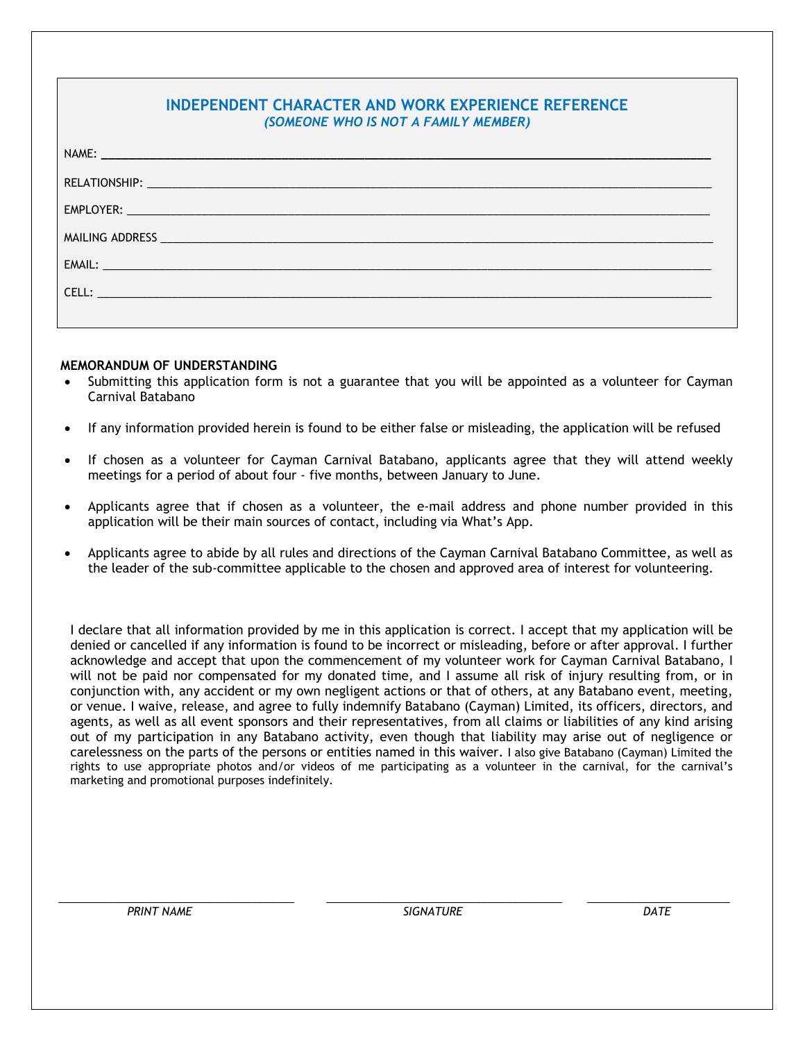## INDEPENDENT CHARACTER AND WORK EXPERIENCE REFERENCE

*(SOMEONE WHO IS NOT A FAMILY MEMBER)*

NAME: ______________________________________________

RELATIONSHIP: ______________________________________________

EMPLOYER: ______________________________________________

MAILING ADDRESS ______________________________________________

EMAIL: ______________________________________________

CELL: ______________________________________________

**MEMORANDUM OF UNDERSTANDING**

- Submitting this application form is not a guarantee that you will be appointed as a volunteer for Cayman Carnival Batabano
- If any information provided herein is found to be either false or misleading, the application will be refused
- If chosen as a volunteer for Cayman Carnival Batabano, applicants agree that they will attend weekly meetings for a period of about four - five months, between January to June.
- Applicants agree that if chosen as a volunteer, the e-mail address and phone number provided in this application will be their main sources of contact, including via What's App.
- Applicants agree to abide by all rules and directions of the Cayman Carnival Batabano Committee, as well as the leader of the sub-committee applicable to the chosen and approved area of interest for volunteering.

I declare that all information provided by me in this application is correct. I accept that my application will be denied or cancelled if any information is found to be incorrect or misleading, before or after approval. I further acknowledge and accept that upon the commencement of my volunteer work for Cayman Carnival Batabano, I will not be paid nor compensated for my donated time, and I assume all risk of injury resulting from, or in conjunction with, any accident or my own negligent actions or that of others, at any Batabano event, meeting, or venue. I waive, release, and agree to fully indemnify Batabano (Cayman) Limited, its officers, directors, and agents, as well as all event sponsors and their representatives, from all claims or liabilities of any kind arising out of my participation in any Batabano activity, even though that liability may arise out of negligence or carelessness on the parts of the persons or entities named in this waiver. I also give Batabano (Cayman) Limited the rights to use appropriate photos and/or videos of me participating as a volunteer in the carnival, for the carnival's marketing and promotional purposes indefinitely.

______________________ ______________________ ______________

*PRINT NAME* *SIGNATURE* *DATE*